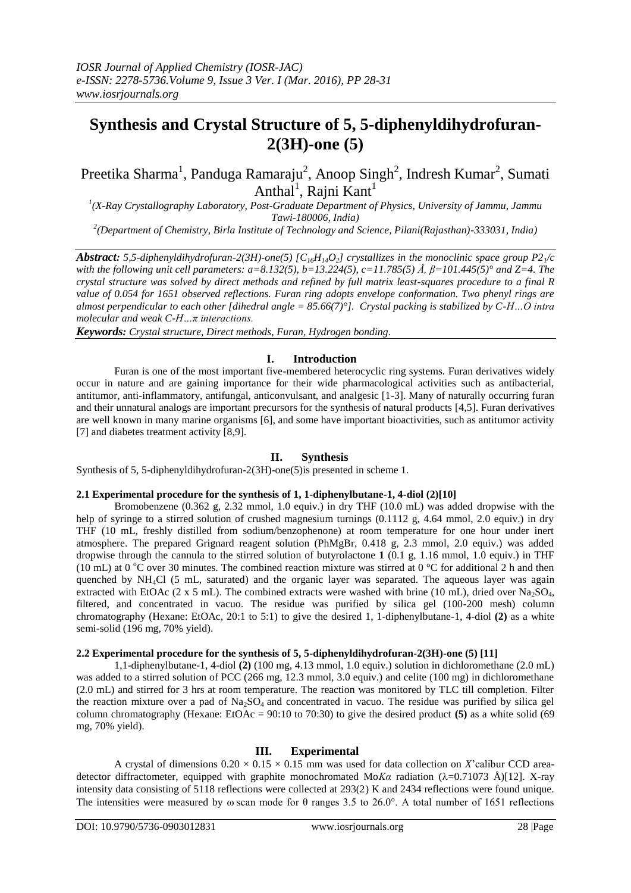# Synthesis and Crystal Structure of 5, 5-diphenyldihydrofuran-2(3H)-one (5)

Preetika Sharma[1], Panduga Ramaraju[2], Anoop Singh[2], Indresh Kumar[2], Sumati Anthal[1], Rajni Kant[1]

[1](X-Ray Crystallography Laboratory, Post-Graduate Department of Physics, University of Jammu, Jammu Tawi-180006, India)

[2](Department of Chemistry, Birla Institute of Technology and Science, Pilani(Rajasthan)-333031, India)

***Abstract:*** *5,5-diphenyldihydrofuran-2(3H)-one(5) [$C_{16}H_{14}O_2$] crystallizes in the monoclinic space group $P2_1/c$ with the following unit cell parameters: a=8.132(5), b=13.224(5), c=11.785(5) Å, β=101.445(5)° and Z=4. The crystal structure was solved by direct methods and refined by full matrix least-squares procedure to a final R value of 0.054 for 1651 observed reflections. Furan ring adopts envelope conformation. Two phenyl rings are almost perpendicular to each other [dihedral angle = 85.66(7)°]. Crystal packing is stabilized by C-H…O intra molecular and weak C-H…π interactions.*

***Keywords:*** *Crystal structure, Direct methods, Furan, Hydrogen bonding.*

## I. Introduction

Furan is one of the most important five-membered heterocyclic ring systems. Furan derivatives widely occur in nature and are gaining importance for their wide pharmacological activities such as antibacterial, antitumor, anti-inflammatory, antifungal, anticonvulsant, and analgesic [1-3]. Many of naturally occurring furan and their unnatural analogs are important precursors for the synthesis of natural products [4,5]. Furan derivatives are well known in many marine organisms [6], and some have important bioactivities, such as antitumor activity [7] and diabetes treatment activity [8,9].

## II. Synthesis

Synthesis of 5, 5-diphenyldihydrofuran-2(3H)-one(5)is presented in scheme 1.

### 2.1 Experimental procedure for the synthesis of 1, 1-diphenylbutane-1, 4-diol (2)[10]

Bromobenzene (0.362 g, 2.32 mmol, 1.0 equiv.) in dry THF (10.0 mL) was added dropwise with the help of syringe to a stirred solution of crushed magnesium turnings (0.1112 g, 4.64 mmol, 2.0 equiv.) in dry THF (10 mL, freshly distilled from sodium/benzophenone) at room temperature for one hour under inert atmosphere. The prepared Grignard reagent solution (PhMgBr, 0.418 g, 2.3 mmol, 2.0 equiv.) was added dropwise through the cannula to the stirred solution of butyrolactone **1** (0.1 g, 1.16 mmol, 1.0 equiv.) in THF (10 mL) at 0 °C over 30 minutes. The combined reaction mixture was stirred at 0 °C for additional 2 h and then quenched by $NH_4Cl$ (5 mL, saturated) and the organic layer was separated. The aqueous layer was again extracted with EtOAc (2 x 5 mL). The combined extracts were washed with brine (10 mL), dried over $Na_2SO_4$, filtered, and concentrated in vacuo. The residue was purified by silica gel (100-200 mesh) column chromatography (Hexane: EtOAc, 20:1 to 5:1) to give the desired 1, 1-diphenylbutane-1, 4-diol **(2)** as a white semi-solid (196 mg, 70% yield).

### 2.2 Experimental procedure for the synthesis of 5, 5-diphenyldihydrofuran-2(3H)-one (5) [11]

1,1-diphenylbutane-1, 4-diol **(2)** (100 mg, 4.13 mmol, 1.0 equiv.) solution in dichloromethane (2.0 mL) was added to a stirred solution of PCC (266 mg, 12.3 mmol, 3.0 equiv.) and celite (100 mg) in dichloromethane (2.0 mL) and stirred for 3 hrs at room temperature. The reaction was monitored by TLC till completion. Filter the reaction mixture over a pad of $Na_2SO_4$ and concentrated in vacuo. The residue was purified by silica gel column chromatography (Hexane: EtOAc = 90:10 to 70:30) to give the desired product **(5)** as a white solid (69 mg, 70% yield).

## III. Experimental

A crystal of dimensions 0.20 × 0.15 × 0.15 mm was used for data collection on *X*'calibur CCD area-detector diffractometer, equipped with graphite monochromated Mo*Kα* radiation (λ=0.71073 Å)[12]. X-ray intensity data consisting of 5118 reflections were collected at 293(2) K and 2434 reflections were found unique. The intensities were measured by ω scan mode for θ ranges 3.5 to 26.0°. A total number of 1651 reflections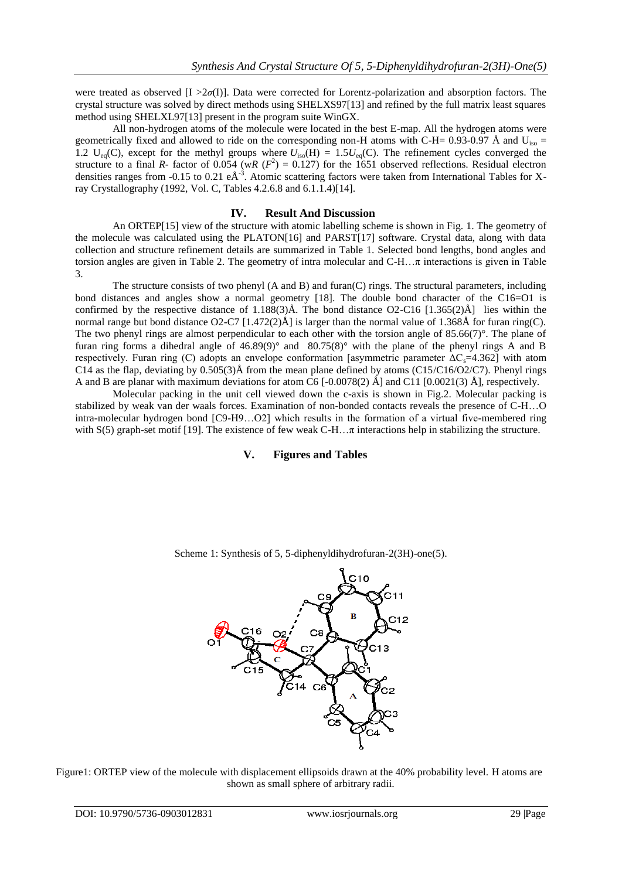were treated as observed [$I > 2\sigma(I)$]. Data were corrected for Lorentz-polarization and absorption factors. The crystal structure was solved by direct methods using SHELXS97[13] and refined by the full matrix least squares method using SHELXL97[13] present in the program suite WinGX.

All non-hydrogen atoms of the molecule were located in the best E-map. All the hydrogen atoms were geometrically fixed and allowed to ride on the corresponding non-H atoms with C-H= 0.93-0.97 Å and $U_{iso}$ = 1.2 $U_{eq}$(C), except for the methyl groups where $U_{iso}(H) = 1.5U_{eq}(C)$. The refinement cycles converged the structure to a final *R*- factor of 0.054 (w*R* ($F^2$) = 0.127) for the 1651 observed reflections. Residual electron densities ranges from -0.15 to 0.21 eÅ$^{-3}$. Atomic scattering factors were taken from International Tables for X-ray Crystallography (1992, Vol. C, Tables 4.2.6.8 and 6.1.1.4)[14].

## IV. Result And Discussion

An ORTEP[15] view of the structure with atomic labelling scheme is shown in Fig. 1. The geometry of the molecule was calculated using the PLATON[16] and PARST[17] software. Crystal data, along with data collection and structure refinement details are summarized in Table 1. Selected bond lengths, bond angles and torsion angles are given in Table 2. The geometry of intra molecular and C-H…$\pi$ interactions is given in Table 3.

The structure consists of two phenyl (A and B) and furan(C) rings. The structural parameters, including bond distances and angles show a normal geometry [18]. The double bond character of the C16=O1 is confirmed by the respective distance of 1.188(3)Å. The bond distance O2-C16 [1.365(2)Å] lies within the normal range but bond distance O2-C7 [1.472(2)Å] is larger than the normal value of 1.368Å for furan ring(C). The two phenyl rings are almost perpendicular to each other with the torsion angle of 85.66(7)°. The plane of furan ring forms a dihedral angle of 46.89(9)° and 80.75(8)° with the plane of the phenyl rings A and B respectively. Furan ring (C) adopts an envelope conformation [asymmetric parameter $\Delta C_s$=4.362] with atom C14 as the flap, deviating by 0.505(3)Å from the mean plane defined by atoms (C15/C16/O2/C7). Phenyl rings A and B are planar with maximum deviations for atom C6 [-0.0078(2) Å] and C11 [0.0021(3) Å], respectively.

Molecular packing in the unit cell viewed down the c-axis is shown in Fig.2. Molecular packing is stabilized by weak van der waals forces. Examination of non-bonded contacts reveals the presence of C-H…O intra-molecular hydrogen bond [C9-H9…O2] which results in the formation of a virtual five-membered ring with S(5) graph-set motif [19]. The existence of few weak C-H…$\pi$ interactions help in stabilizing the structure.

## V. Figures and Tables

Scheme 1: Synthesis of 5, 5-diphenyldihydrofuran-2(3H)-one(5).

Figure1: ORTEP view of the molecule with displacement ellipsoids drawn at the 40% probability level. H atoms are shown as small sphere of arbitrary radii.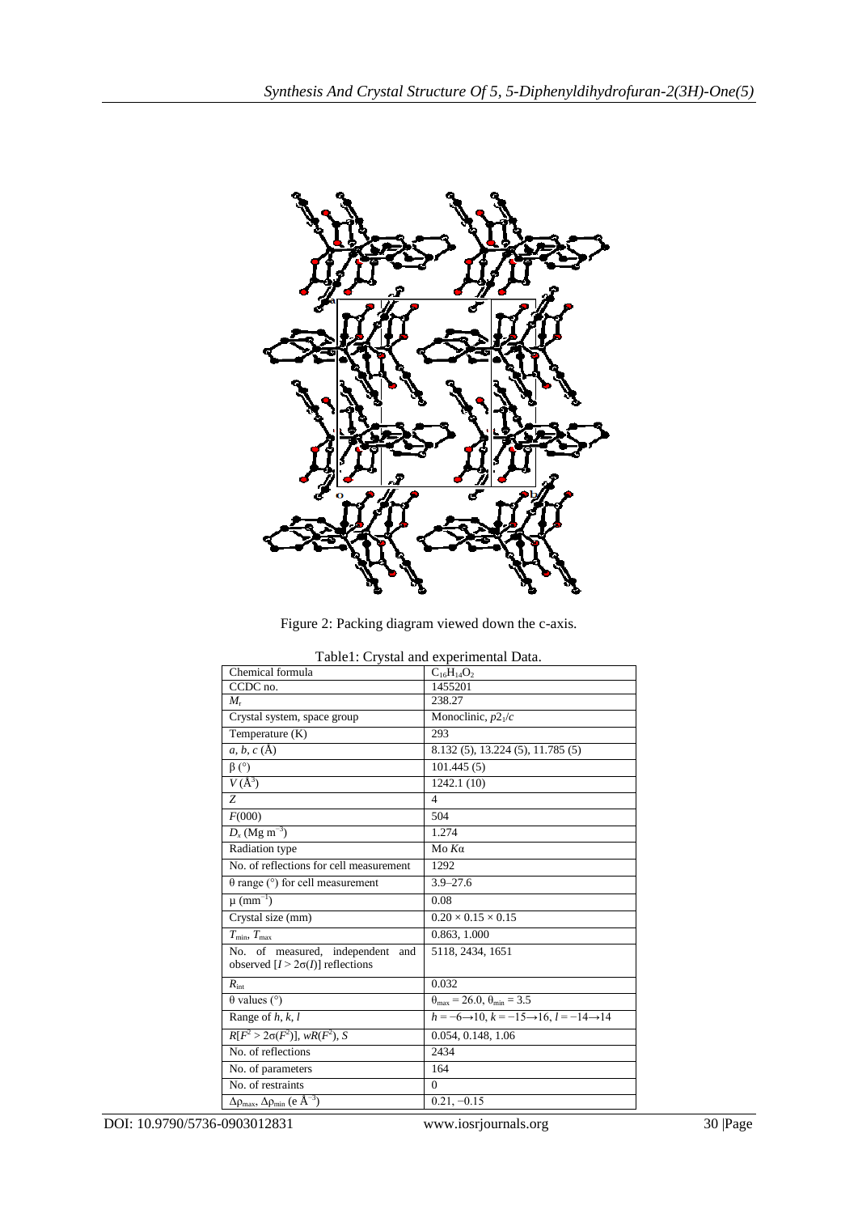Figure 2: Packing diagram viewed down the c-axis.

Table1: Crystal and experimental Data.

| | |
|---|---|
| Chemical formula | $C_{16}H_{14}O_2$ |
| CCDC no. | 1455201 |
| $M_r$ | 238.27 |
| Crystal system, space group | Monoclinic, $p2_1/c$ |
| Temperature (K) | 293 |
| $a, b, c$ (Å) | 8.132 (5), 13.224 (5), 11.785 (5) |
| β (°) | 101.445 (5) |
| $V$ (Å$^3$) | 1242.1 (10) |
| $Z$ | 4 |
| $F$(000) | 504 |
| $D_x$ (Mg m$^{-3}$) | 1.274 |
| Radiation type | Mo $K\alpha$ |
| No. of reflections for cell measurement | 1292 |
| θ range (°) for cell measurement | 3.9–27.6 |
| μ (mm$^{-1}$) | 0.08 |
| Crystal size (mm) | 0.20 × 0.15 × 0.15 |
| $T_{min}$, $T_{max}$ | 0.863, 1.000 |
| No. of measured, independent and observed [$I > 2\sigma(I)$] reflections | 5118, 2434, 1651 |
| $R_{int}$ | 0.032 |
| θ values (°) | $\theta_{max} = 26.0$, $\theta_{min} = 3.5$ |
| Range of $h, k, l$ | $h = -6\rightarrow10$, $k = -15\rightarrow16$, $l = -14\rightarrow14$ |
| $R[F^2 > 2\sigma(F^2)]$, $wR(F^2)$, $S$ | 0.054, 0.148, 1.06 |
| No. of reflections | 2434 |
| No. of parameters | 164 |
| No. of restraints | 0 |
| $\Delta\rho_{max}$, $\Delta\rho_{min}$ (e Å$^{-3}$) | 0.21, −0.15 |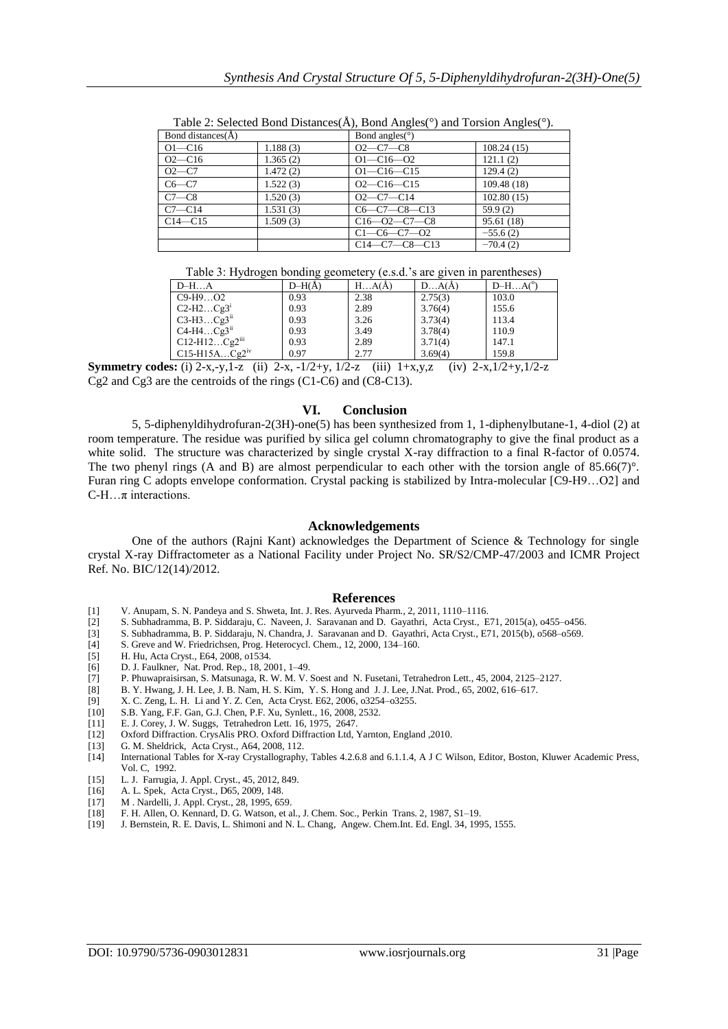Table 2: Selected Bond Distances(Å), Bond Angles(°) and Torsion Angles(°).

| Bond distances(Å) | | Bond angles(°) | |
|---|---|---|---|
| O1—C16 | 1.188 (3) | O2—C7—C8 | 108.24 (15) |
| O2—C16 | 1.365 (2) | O1—C16—O2 | 121.1 (2) |
| O2—C7 | 1.472 (2) | O1—C16—C15 | 129.4 (2) |
| C6—C7 | 1.522 (3) | O2—C16—C15 | 109.48 (18) |
| C7—C8 | 1.520 (3) | O2—C7—C14 | 102.80 (15) |
| C7—C14 | 1.531 (3) | C6—C7—C8—C13 | 59.9 (2) |
| C14—C15 | 1.509 (3) | C16—O2—C7—C8 | 95.61 (18) |
| | | C1—C6—C7—O2 | −55.6 (2) |
| | | C14—C7—C8—C13 | −70.4 (2) |

Table 3: Hydrogen bonding geometery (e.s.d.'s are given in parentheses)

| D–H…A | D–H(Å) | H…A(Å) | D…A(Å) | D–H…A(°) |
|---|---|---|---|---|
| C9-H9…O2 | 0.93 | 2.38 | 2.75(3) | 103.0 |
| C2-H2…Cg3[i] | 0.93 | 2.89 | 3.76(4) | 155.6 |
| C3-H3…Cg3[ii] | 0.93 | 3.26 | 3.73(4) | 113.4 |
| C4-H4…Cg3[ii] | 0.93 | 3.49 | 3.78(4) | 110.9 |
| C12-H12…Cg2[iii] | 0.93 | 2.89 | 3.71(4) | 147.1 |
| C15-H15A…Cg2[iv] | 0.97 | 2.77 | 3.69(4) | 159.8 |

**Symmetry codes:** (i) 2-x,-y,1-z (ii) 2-x, -1/2+y, 1/2-z (iii) 1+x,y,z (iv) 2-x,1/2+y,1/2-z
Cg2 and Cg3 are the centroids of the rings (C1-C6) and (C8-C13).

## VI. Conclusion

5, 5-diphenyldihydrofuran-2(3H)-one(5) has been synthesized from 1, 1-diphenylbutane-1, 4-diol (2) at room temperature. The residue was purified by silica gel column chromatography to give the final product as a white solid. The structure was characterized by single crystal X-ray diffraction to a final R-factor of 0.0574. The two phenyl rings (A and B) are almost perpendicular to each other with the torsion angle of 85.66(7)°. Furan ring C adopts envelope conformation. Crystal packing is stabilized by Intra-molecular [C9-H9…O2] and C-H…π interactions.

## Acknowledgements

One of the authors (Rajni Kant) acknowledges the Department of Science & Technology for single crystal X-ray Diffractometer as a National Facility under Project No. SR/S2/CMP-47/2003 and ICMR Project Ref. No. BIC/12(14)/2012.

## References

[1] V. Anupam, S. N. Pandeya and S. Shweta, Int. J. Res. Ayurveda Pharm., 2, 2011, 1110–1116.
[2] S. Subhadramma, B. P. Siddaraju, C. Naveen, J. Saravanan and D. Gayathri, Acta Cryst., E71, 2015(a), o455–o456.
[3] S. Subhadramma, B. P. Siddaraju, N. Chandra, J. Saravanan and D. Gayathri, Acta Cryst., E71, 2015(b), o568–o569.
[4] S. Greve and W. Friedrichsen, Prog. Heterocycl. Chem., 12, 2000, 134–160.
[5] H. Hu, Acta Cryst., E64, 2008, o1534.
[6] D. J. Faulkner, Nat. Prod. Rep., 18, 2001, 1–49.
[7] P. Phuwapraisirsan, S. Matsunaga, R. W. M. V. Soest and N. Fusetani, Tetrahedron Lett., 45, 2004, 2125–2127.
[8] B. Y. Hwang, J. H. Lee, J. B. Nam, H. S. Kim, Y. S. Hong and J. J. Lee, J.Nat. Prod., 65, 2002, 616–617.
[9] X. C. Zeng, L. H. Li and Y. Z. Cen, Acta Cryst. E62, 2006, o3254–o3255.
[10] S.B. Yang, F.F. Gan, G.J. Chen, P.F. Xu, Synlett., 16, 2008, 2532.
[11] E. J. Corey, J. W. Suggs, Tetrahedron Lett. 16, 1975, 2647.
[12] Oxford Diffraction. CrysAlis PRO. Oxford Diffraction Ltd, Yarnton, England ,2010.
[13] G. M. Sheldrick, Acta Cryst., A64, 2008, 112.
[14] International Tables for X-ray Crystallography, Tables 4.2.6.8 and 6.1.1.4, A J C Wilson, Editor, Boston, Kluwer Academic Press, Vol. C, 1992.
[15] L. J. Farrugia, J. Appl. Cryst., 45, 2012, 849.
[16] A. L. Spek, Acta Cryst., D65, 2009, 148.
[17] M . Nardelli, J. Appl. Cryst., 28, 1995, 659.
[18] F. H. Allen, O. Kennard, D. G. Watson, et al., J. Chem. Soc., Perkin Trans. 2, 1987, S1–19.
[19] J. Bernstein, R. E. Davis, L. Shimoni and N. L. Chang, Angew. Chem.Int. Ed. Engl. 34, 1995, 1555.